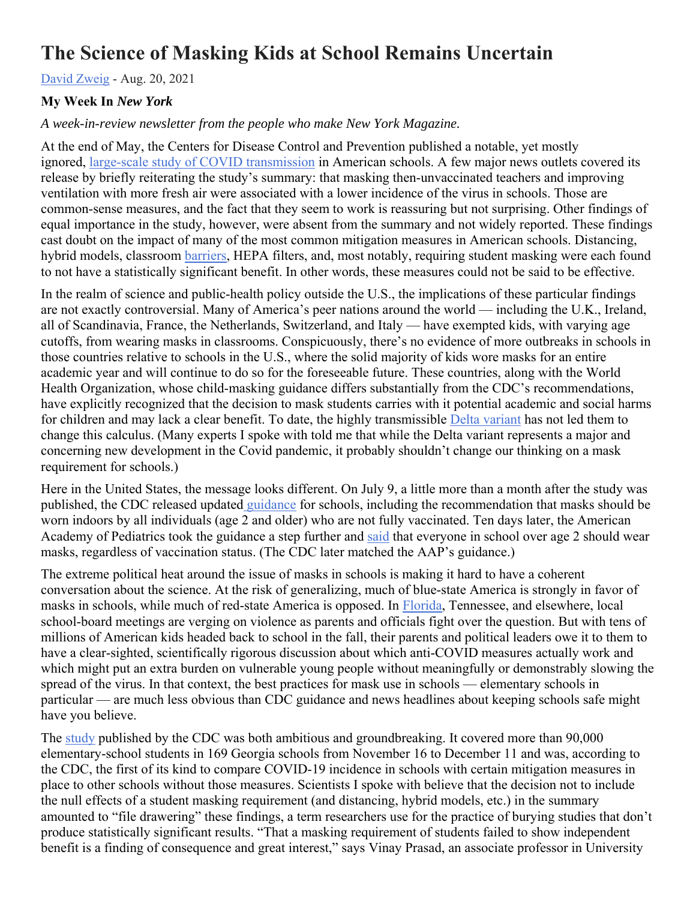# The Science of Masking Kids at School Remains Uncertain

David Zweig - Aug. 20, 2021

**My Week In *New York***

*A week-in-review newsletter from the people who make New York Magazine.*

At the end of May, the Centers for Disease Control and Prevention published a notable, yet mostly ignored, large-scale study of COVID transmission in American schools. A few major news outlets covered its release by briefly reiterating the study's summary: that masking then-unvaccinated teachers and improving ventilation with more fresh air were associated with a lower incidence of the virus in schools. Those are common-sense measures, and the fact that they seem to work is reassuring but not surprising. Other findings of equal importance in the study, however, were absent from the summary and not widely reported. These findings cast doubt on the impact of many of the most common mitigation measures in American schools. Distancing, hybrid models, classroom barriers, HEPA filters, and, most notably, requiring student masking were each found to not have a statistically significant benefit. In other words, these measures could not be said to be effective.

In the realm of science and public-health policy outside the U.S., the implications of these particular findings are not exactly controversial. Many of America's peer nations around the world — including the U.K., Ireland, all of Scandinavia, France, the Netherlands, Switzerland, and Italy — have exempted kids, with varying age cutoffs, from wearing masks in classrooms. Conspicuously, there's no evidence of more outbreaks in schools in those countries relative to schools in the U.S., where the solid majority of kids wore masks for an entire academic year and will continue to do so for the foreseeable future. These countries, along with the World Health Organization, whose child-masking guidance differs substantially from the CDC's recommendations, have explicitly recognized that the decision to mask students carries with it potential academic and social harms for children and may lack a clear benefit. To date, the highly transmissible Delta variant has not led them to change this calculus. (Many experts I spoke with told me that while the Delta variant represents a major and concerning new development in the Covid pandemic, it probably shouldn't change our thinking on a mask requirement for schools.)

Here in the United States, the message looks different. On July 9, a little more than a month after the study was published, the CDC released updated guidance for schools, including the recommendation that masks should be worn indoors by all individuals (age 2 and older) who are not fully vaccinated. Ten days later, the American Academy of Pediatrics took the guidance a step further and said that everyone in school over age 2 should wear masks, regardless of vaccination status. (The CDC later matched the AAP's guidance.)

The extreme political heat around the issue of masks in schools is making it hard to have a coherent conversation about the science. At the risk of generalizing, much of blue-state America is strongly in favor of masks in schools, while much of red-state America is opposed. In Florida, Tennessee, and elsewhere, local school-board meetings are verging on violence as parents and officials fight over the question. But with tens of millions of American kids headed back to school in the fall, their parents and political leaders owe it to them to have a clear-sighted, scientifically rigorous discussion about which anti-COVID measures actually work and which might put an extra burden on vulnerable young people without meaningfully or demonstrably slowing the spread of the virus. In that context, the best practices for mask use in schools — elementary schools in particular — are much less obvious than CDC guidance and news headlines about keeping schools safe might have you believe.

The study published by the CDC was both ambitious and groundbreaking. It covered more than 90,000 elementary-school students in 169 Georgia schools from November 16 to December 11 and was, according to the CDC, the first of its kind to compare COVID-19 incidence in schools with certain mitigation measures in place to other schools without those measures. Scientists I spoke with believe that the decision not to include the null effects of a student masking requirement (and distancing, hybrid models, etc.) in the summary amounted to "file drawering" these findings, a term researchers use for the practice of burying studies that don't produce statistically significant results. "That a masking requirement of students failed to show independent benefit is a finding of consequence and great interest," says Vinay Prasad, an associate professor in University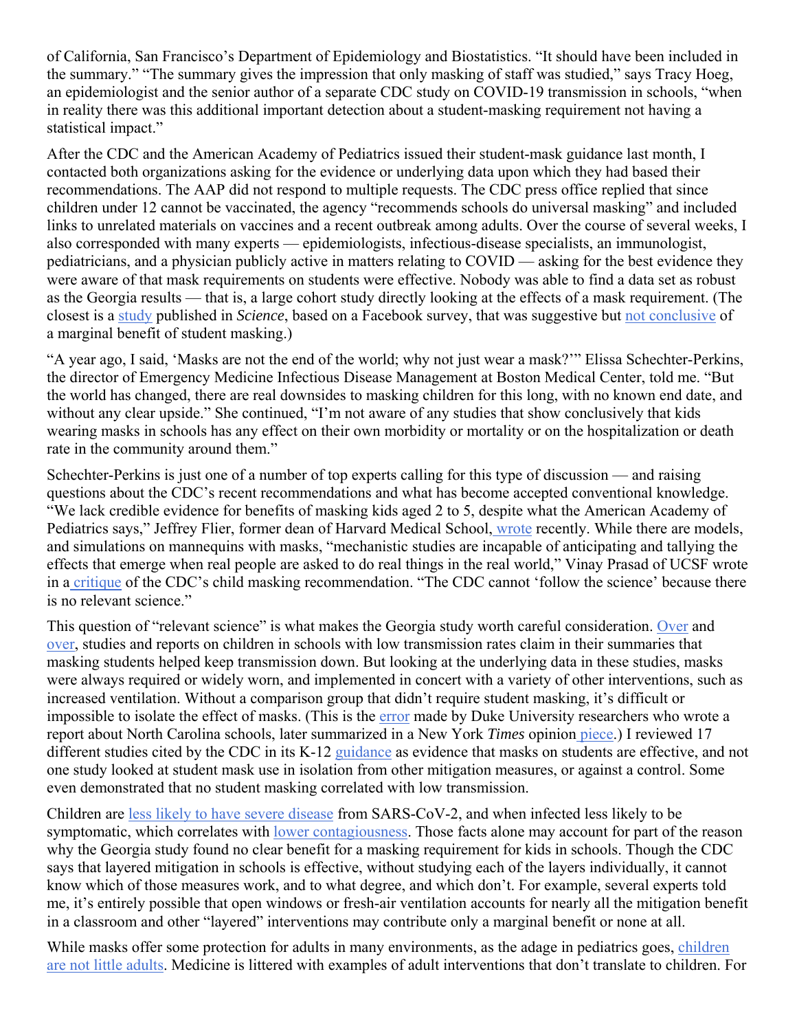of California, San Francisco's Department of Epidemiology and Biostatistics. "It should have been included in the summary." "The summary gives the impression that only masking of staff was studied," says Tracy Hoeg, an epidemiologist and the senior author of a separate CDC study on COVID-19 transmission in schools, "when in reality there was this additional important detection about a student-masking requirement not having a statistical impact."

After the CDC and the American Academy of Pediatrics issued their student-mask guidance last month, I contacted both organizations asking for the evidence or underlying data upon which they had based their recommendations. The AAP did not respond to multiple requests. The CDC press office replied that since children under 12 cannot be vaccinated, the agency "recommends schools do universal masking" and included links to unrelated materials on vaccines and a recent outbreak among adults. Over the course of several weeks, I also corresponded with many experts — epidemiologists, infectious-disease specialists, an immunologist, pediatricians, and a physician publicly active in matters relating to COVID — asking for the best evidence they were aware of that mask requirements on students were effective. Nobody was able to find a data set as robust as the Georgia results — that is, a large cohort study directly looking at the effects of a mask requirement. (The closest is a study published in *Science*, based on a Facebook survey, that was suggestive but not conclusive of a marginal benefit of student masking.)

"A year ago, I said, 'Masks are not the end of the world; why not just wear a mask?'" Elissa Schechter-Perkins, the director of Emergency Medicine Infectious Disease Management at Boston Medical Center, told me. "But the world has changed, there are real downsides to masking children for this long, with no known end date, and without any clear upside." She continued, "I'm not aware of any studies that show conclusively that kids wearing masks in schools has any effect on their own morbidity or mortality or on the hospitalization or death rate in the community around them."

Schechter-Perkins is just one of a number of top experts calling for this type of discussion — and raising questions about the CDC's recent recommendations and what has become accepted conventional knowledge. "We lack credible evidence for benefits of masking kids aged 2 to 5, despite what the American Academy of Pediatrics says," Jeffrey Flier, former dean of Harvard Medical School, wrote recently. While there are models, and simulations on mannequins with masks, "mechanistic studies are incapable of anticipating and tallying the effects that emerge when real people are asked to do real things in the real world," Vinay Prasad of UCSF wrote in a critique of the CDC's child masking recommendation. "The CDC cannot 'follow the science' because there is no relevant science."

This question of "relevant science" is what makes the Georgia study worth careful consideration. Over and over, studies and reports on children in schools with low transmission rates claim in their summaries that masking students helped keep transmission down. But looking at the underlying data in these studies, masks were always required or widely worn, and implemented in concert with a variety of other interventions, such as increased ventilation. Without a comparison group that didn't require student masking, it's difficult or impossible to isolate the effect of masks. (This is the error made by Duke University researchers who wrote a report about North Carolina schools, later summarized in a New York *Times* opinion piece.) I reviewed 17 different studies cited by the CDC in its K-12 guidance as evidence that masks on students are effective, and not one study looked at student mask use in isolation from other mitigation measures, or against a control. Some even demonstrated that no student masking correlated with low transmission.

Children are less likely to have severe disease from SARS-CoV-2, and when infected less likely to be symptomatic, which correlates with lower contagiousness. Those facts alone may account for part of the reason why the Georgia study found no clear benefit for a masking requirement for kids in schools. Though the CDC says that layered mitigation in schools is effective, without studying each of the layers individually, it cannot know which of those measures work, and to what degree, and which don't. For example, several experts told me, it's entirely possible that open windows or fresh-air ventilation accounts for nearly all the mitigation benefit in a classroom and other "layered" interventions may contribute only a marginal benefit or none at all.

While masks offer some protection for adults in many environments, as the adage in pediatrics goes, children are not little adults. Medicine is littered with examples of adult interventions that don't translate to children. For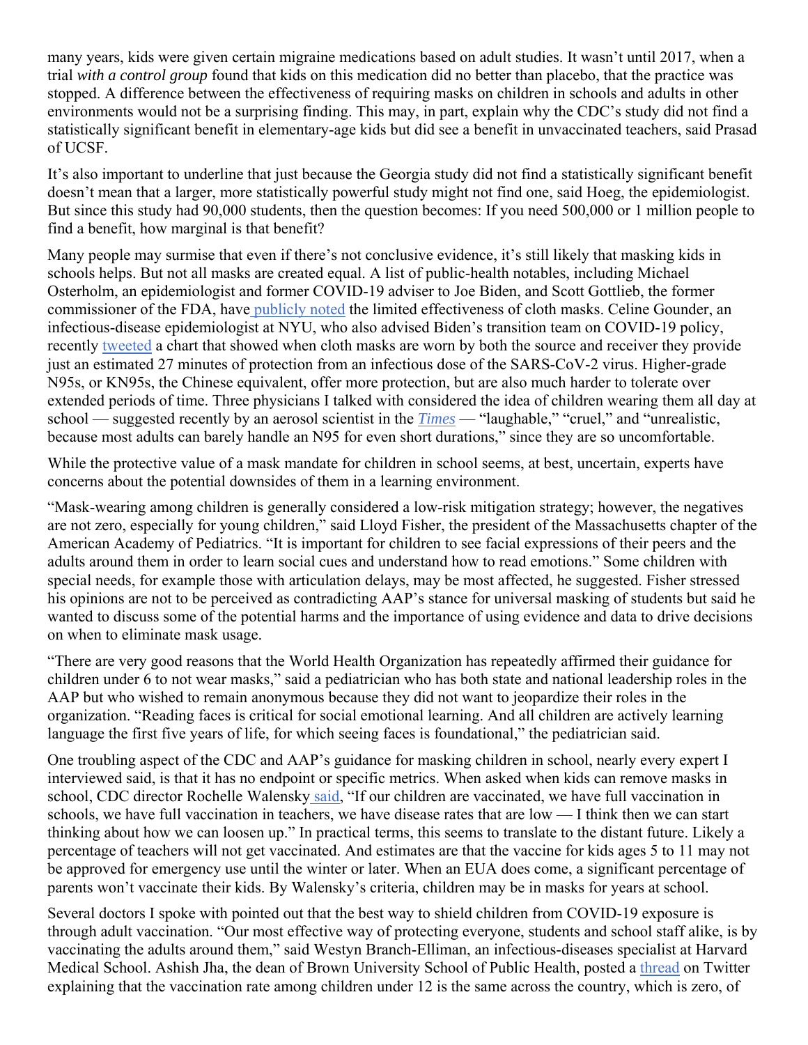many years, kids were given certain migraine medications based on adult studies. It wasn't until 2017, when a trial *with a control group* found that kids on this medication did no better than placebo, that the practice was stopped. A difference between the effectiveness of requiring masks on children in schools and adults in other environments would not be a surprising finding. This may, in part, explain why the CDC's study did not find a statistically significant benefit in elementary-age kids but did see a benefit in unvaccinated teachers, said Prasad of UCSF.

It's also important to underline that just because the Georgia study did not find a statistically significant benefit doesn't mean that a larger, more statistically powerful study might not find one, said Hoeg, the epidemiologist. But since this study had 90,000 students, then the question becomes: If you need 500,000 or 1 million people to find a benefit, how marginal is that benefit?

Many people may surmise that even if there's not conclusive evidence, it's still likely that masking kids in schools helps. But not all masks are created equal. A list of public-health notables, including Michael Osterholm, an epidemiologist and former COVID-19 adviser to Joe Biden, and Scott Gottlieb, the former commissioner of the FDA, have publicly noted the limited effectiveness of cloth masks. Celine Gounder, an infectious-disease epidemiologist at NYU, who also advised Biden's transition team on COVID-19 policy, recently tweeted a chart that showed when cloth masks are worn by both the source and receiver they provide just an estimated 27 minutes of protection from an infectious dose of the SARS-CoV-2 virus. Higher-grade N95s, or KN95s, the Chinese equivalent, offer more protection, but are also much harder to tolerate over extended periods of time. Three physicians I talked with considered the idea of children wearing them all day at school — suggested recently by an aerosol scientist in the *Times* — "laughable," "cruel," and "unrealistic, because most adults can barely handle an N95 for even short durations," since they are so uncomfortable.

While the protective value of a mask mandate for children in school seems, at best, uncertain, experts have concerns about the potential downsides of them in a learning environment.

"Mask-wearing among children is generally considered a low-risk mitigation strategy; however, the negatives are not zero, especially for young children," said Lloyd Fisher, the president of the Massachusetts chapter of the American Academy of Pediatrics. "It is important for children to see facial expressions of their peers and the adults around them in order to learn social cues and understand how to read emotions." Some children with special needs, for example those with articulation delays, may be most affected, he suggested. Fisher stressed his opinions are not to be perceived as contradicting AAP's stance for universal masking of students but said he wanted to discuss some of the potential harms and the importance of using evidence and data to drive decisions on when to eliminate mask usage.

"There are very good reasons that the World Health Organization has repeatedly affirmed their guidance for children under 6 to not wear masks," said a pediatrician who has both state and national leadership roles in the AAP but who wished to remain anonymous because they did not want to jeopardize their roles in the organization. "Reading faces is critical for social emotional learning. And all children are actively learning language the first five years of life, for which seeing faces is foundational," the pediatrician said.

One troubling aspect of the CDC and AAP's guidance for masking children in school, nearly every expert I interviewed said, is that it has no endpoint or specific metrics. When asked when kids can remove masks in school, CDC director Rochelle Walensky said, "If our children are vaccinated, we have full vaccination in schools, we have full vaccination in teachers, we have disease rates that are low — I think then we can start thinking about how we can loosen up." In practical terms, this seems to translate to the distant future. Likely a percentage of teachers will not get vaccinated. And estimates are that the vaccine for kids ages 5 to 11 may not be approved for emergency use until the winter or later. When an EUA does come, a significant percentage of parents won't vaccinate their kids. By Walensky's criteria, children may be in masks for years at school.

Several doctors I spoke with pointed out that the best way to shield children from COVID-19 exposure is through adult vaccination. "Our most effective way of protecting everyone, students and school staff alike, is by vaccinating the adults around them," said Westyn Branch-Elliman, an infectious-diseases specialist at Harvard Medical School. Ashish Jha, the dean of Brown University School of Public Health, posted a thread on Twitter explaining that the vaccination rate among children under 12 is the same across the country, which is zero, of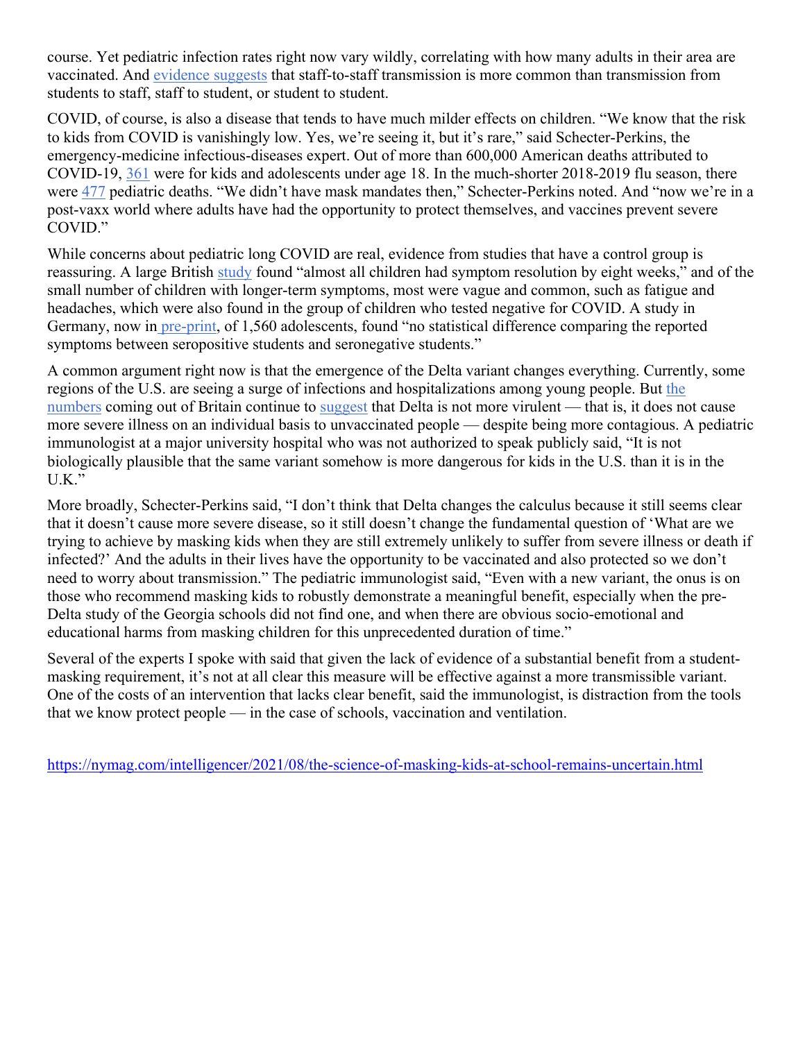course. Yet pediatric infection rates right now vary wildly, correlating with how many adults in their area are vaccinated. And evidence suggests that staff-to-staff transmission is more common than transmission from students to staff, staff to student, or student to student.

COVID, of course, is also a disease that tends to have much milder effects on children. "We know that the risk to kids from COVID is vanishingly low. Yes, we're seeing it, but it's rare," said Schecter-Perkins, the emergency-medicine infectious-diseases expert. Out of more than 600,000 American deaths attributed to COVID-19, 361 were for kids and adolescents under age 18. In the much-shorter 2018-2019 flu season, there were 477 pediatric deaths. "We didn't have mask mandates then," Schecter-Perkins noted. And "now we're in a post-vaxx world where adults have had the opportunity to protect themselves, and vaccines prevent severe COVID."

While concerns about pediatric long COVID are real, evidence from studies that have a control group is reassuring. A large British study found "almost all children had symptom resolution by eight weeks," and of the small number of children with longer-term symptoms, most were vague and common, such as fatigue and headaches, which were also found in the group of children who tested negative for COVID. A study in Germany, now in pre-print, of 1,560 adolescents, found "no statistical difference comparing the reported symptoms between seropositive students and seronegative students."

A common argument right now is that the emergence of the Delta variant changes everything. Currently, some regions of the U.S. are seeing a surge of infections and hospitalizations among young people. But the numbers coming out of Britain continue to suggest that Delta is not more virulent — that is, it does not cause more severe illness on an individual basis to unvaccinated people — despite being more contagious. A pediatric immunologist at a major university hospital who was not authorized to speak publicly said, "It is not biologically plausible that the same variant somehow is more dangerous for kids in the U.S. than it is in the U.K."

More broadly, Schecter-Perkins said, "I don't think that Delta changes the calculus because it still seems clear that it doesn't cause more severe disease, so it still doesn't change the fundamental question of 'What are we trying to achieve by masking kids when they are still extremely unlikely to suffer from severe illness or death if infected?' And the adults in their lives have the opportunity to be vaccinated and also protected so we don't need to worry about transmission." The pediatric immunologist said, "Even with a new variant, the onus is on those who recommend masking kids to robustly demonstrate a meaningful benefit, especially when the pre-Delta study of the Georgia schools did not find one, and when there are obvious socio-emotional and educational harms from masking children for this unprecedented duration of time."

Several of the experts I spoke with said that given the lack of evidence of a substantial benefit from a student-masking requirement, it's not at all clear this measure will be effective against a more transmissible variant. One of the costs of an intervention that lacks clear benefit, said the immunologist, is distraction from the tools that we know protect people — in the case of schools, vaccination and ventilation.

https://nymag.com/intelligencer/2021/08/the-science-of-masking-kids-at-school-remains-uncertain.html